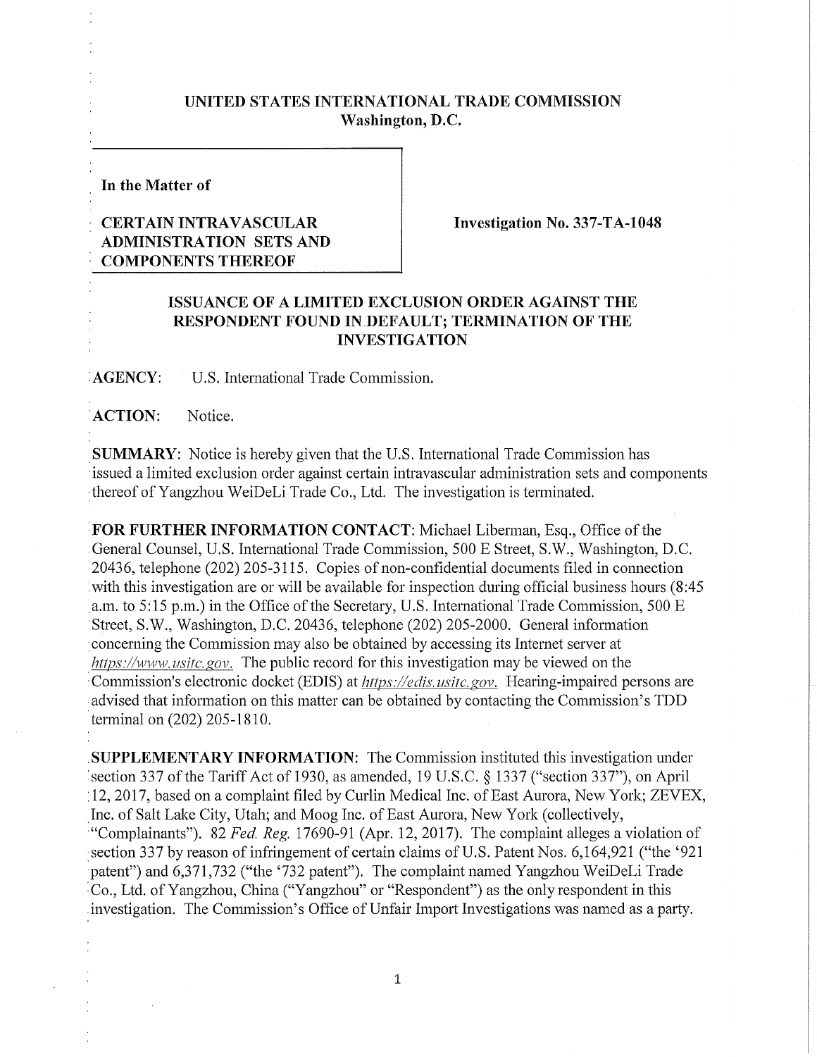**UNITED STATES INTERNATIONAL TRADE COMMISSION**
**Washington, D.C.**

**In the Matter of**

**CERTAIN INTRAVASCULAR ADMINISTRATION SETS AND COMPONENTS THEREOF**

**Investigation No. 337-TA-1048**

**ISSUANCE OF A LIMITED EXCLUSION ORDER AGAINST THE RESPONDENT FOUND IN DEFAULT; TERMINATION OF THE INVESTIGATION**

**AGENCY:** U.S. International Trade Commission.

**ACTION:** Notice.

**SUMMARY:** Notice is hereby given that the U.S. International Trade Commission has issued a limited exclusion order against certain intravascular administration sets and components thereof of Yangzhou WeiDeLi Trade Co., Ltd. The investigation is terminated.

**FOR FURTHER INFORMATION CONTACT:** Michael Liberman, Esq., Office of the General Counsel, U.S. International Trade Commission, 500 E Street, S.W., Washington, D.C. 20436, telephone (202) 205-3115. Copies of non-confidential documents filed in connection with this investigation are or will be available for inspection during official business hours (8:45 a.m. to 5:15 p.m.) in the Office of the Secretary, U.S. International Trade Commission, 500 E Street, S.W., Washington, D.C. 20436, telephone (202) 205-2000. General information concerning the Commission may also be obtained by accessing its Internet server at *https://www.usitc.gov*. The public record for this investigation may be viewed on the Commission's electronic docket (EDIS) at *https://edis.usitc.gov*. Hearing-impaired persons are advised that information on this matter can be obtained by contacting the Commission's TDD terminal on (202) 205-1810.

**SUPPLEMENTARY INFORMATION:** The Commission instituted this investigation under section 337 of the Tariff Act of 1930, as amended, 19 U.S.C. § 1337 ("section 337"), on April 12, 2017, based on a complaint filed by Curlin Medical Inc. of East Aurora, New York; ZEVEX, Inc. of Salt Lake City, Utah; and Moog Inc. of East Aurora, New York (collectively, "Complainants"). 82 *Fed. Reg.* 17690-91 (Apr. 12, 2017). The complaint alleges a violation of section 337 by reason of infringement of certain claims of U.S. Patent Nos. 6,164,921 ("the '921 patent") and 6,371,732 ("the '732 patent"). The complaint named Yangzhou WeiDeLi Trade Co., Ltd. of Yangzhou, China ("Yangzhou" or "Respondent") as the only respondent in this investigation. The Commission's Office of Unfair Import Investigations was named as a party.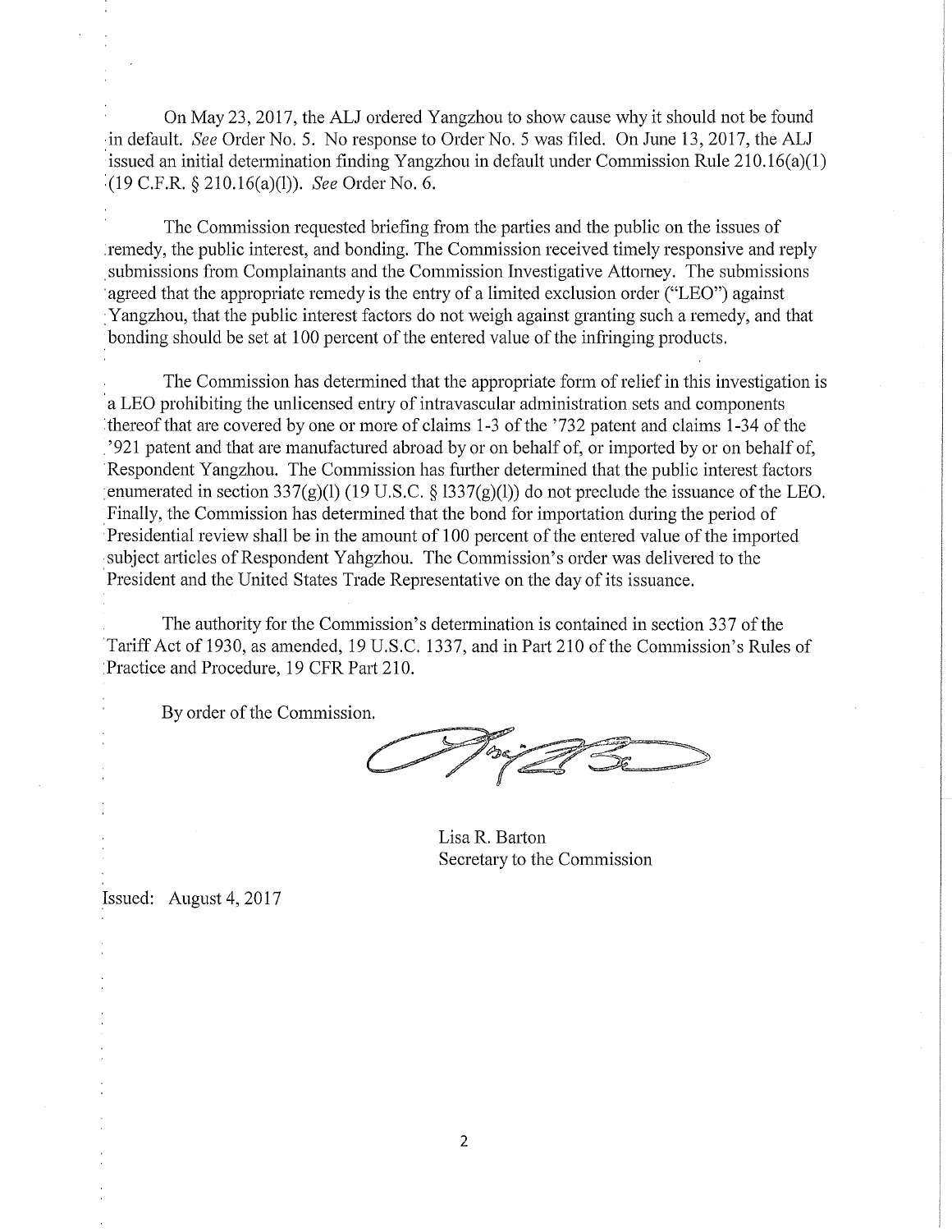On May 23, 2017, the ALJ ordered Yangzhou to show cause why it should not be found in default. *See* Order No. 5. No response to Order No. 5 was filed. On June 13, 2017, the ALJ issued an initial determination finding Yangzhou in default under Commission Rule 210.16(a)(1) (19 C.F.R. § 210.16(a)(l)). *See* Order No. 6.

The Commission requested briefing from the parties and the public on the issues of remedy, the public interest, and bonding. The Commission received timely responsive and reply submissions from Complainants and the Commission Investigative Attorney. The submissions agreed that the appropriate remedy is the entry of a limited exclusion order ("LEO") against Yangzhou, that the public interest factors do not weigh against granting such a remedy, and that bonding should be set at 100 percent of the entered value of the infringing products.

The Commission has determined that the appropriate form of relief in this investigation is a LEO prohibiting the unlicensed entry of intravascular administration sets and components thereof that are covered by one or more of claims 1-3 of the '732 patent and claims 1-34 of the '921 patent and that are manufactured abroad by or on behalf of, or imported by or on behalf of, Respondent Yangzhou. The Commission has further determined that the public interest factors enumerated in section 337(g)(l) (19 U.S.C. § 1337(g)(l)) do not preclude the issuance of the LEO. Finally, the Commission has determined that the bond for importation during the period of Presidential review shall be in the amount of 100 percent of the entered value of the imported subject articles of Respondent Yahgzhou. The Commission's order was delivered to the President and the United States Trade Representative on the day of its issuance.

The authority for the Commission's determination is contained in section 337 of the Tariff Act of 1930, as amended, 19 U.S.C. 1337, and in Part 210 of the Commission's Rules of Practice and Procedure, 19 CFR Part 210.

By order of the Commission.

Lisa R. Barton
Secretary to the Commission

Issued: August 4, 2017